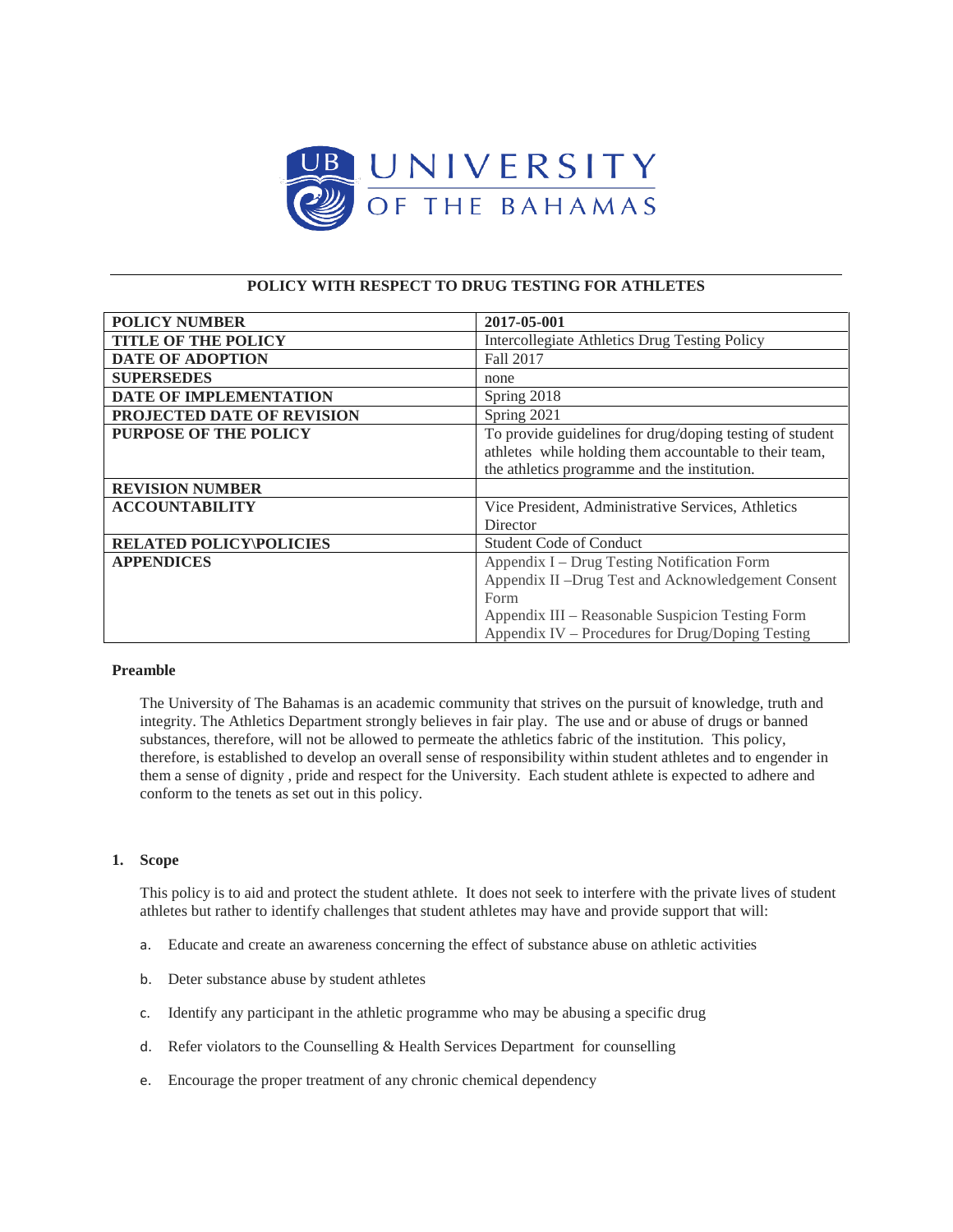UNIVERSITY OF THE BAHAMAS

# POLICY WITH RESPECT TO DRUG TESTING FOR ATHLETES

| | |
|---|---|
| **POLICY NUMBER** | **2017-05-001** |
| **TITLE OF THE POLICY** | Intercollegiate Athletics Drug Testing Policy |
| **DATE OF ADOPTION** | Fall 2017 |
| **SUPERSEDES** | none |
| **DATE OF IMPLEMENTATION** | Spring 2018 |
| **PROJECTED DATE OF REVISION** | Spring 2021 |
| **PURPOSE OF THE POLICY** | To provide guidelines for drug/doping testing of student athletes while holding them accountable to their team, the athletics programme and the institution. |
| **REVISION NUMBER** | |
| **ACCOUNTABILITY** | Vice President, Administrative Services, Athletics Director |
| **RELATED POLICY\POLICIES** | Student Code of Conduct |
| **APPENDICES** | Appendix I – Drug Testing Notification Form<br>Appendix II –Drug Test and Acknowledgement Consent Form<br>Appendix III – Reasonable Suspicion Testing Form<br>Appendix IV – Procedures for Drug/Doping Testing |

**Preamble**

The University of The Bahamas is an academic community that strives on the pursuit of knowledge, truth and integrity. The Athletics Department strongly believes in fair play. The use and or abuse of drugs or banned substances, therefore, will not be allowed to permeate the athletics fabric of the institution. This policy, therefore, is established to develop an overall sense of responsibility within student athletes and to engender in them a sense of dignity , pride and respect for the University. Each student athlete is expected to adhere and conform to the tenets as set out in this policy.

**1. Scope**

This policy is to aid and protect the student athlete. It does not seek to interfere with the private lives of student athletes but rather to identify challenges that student athletes may have and provide support that will:

a. Educate and create an awareness concerning the effect of substance abuse on athletic activities

b. Deter substance abuse by student athletes

c. Identify any participant in the athletic programme who may be abusing a specific drug

d. Refer violators to the Counselling & Health Services Department for counselling

e. Encourage the proper treatment of any chronic chemical dependency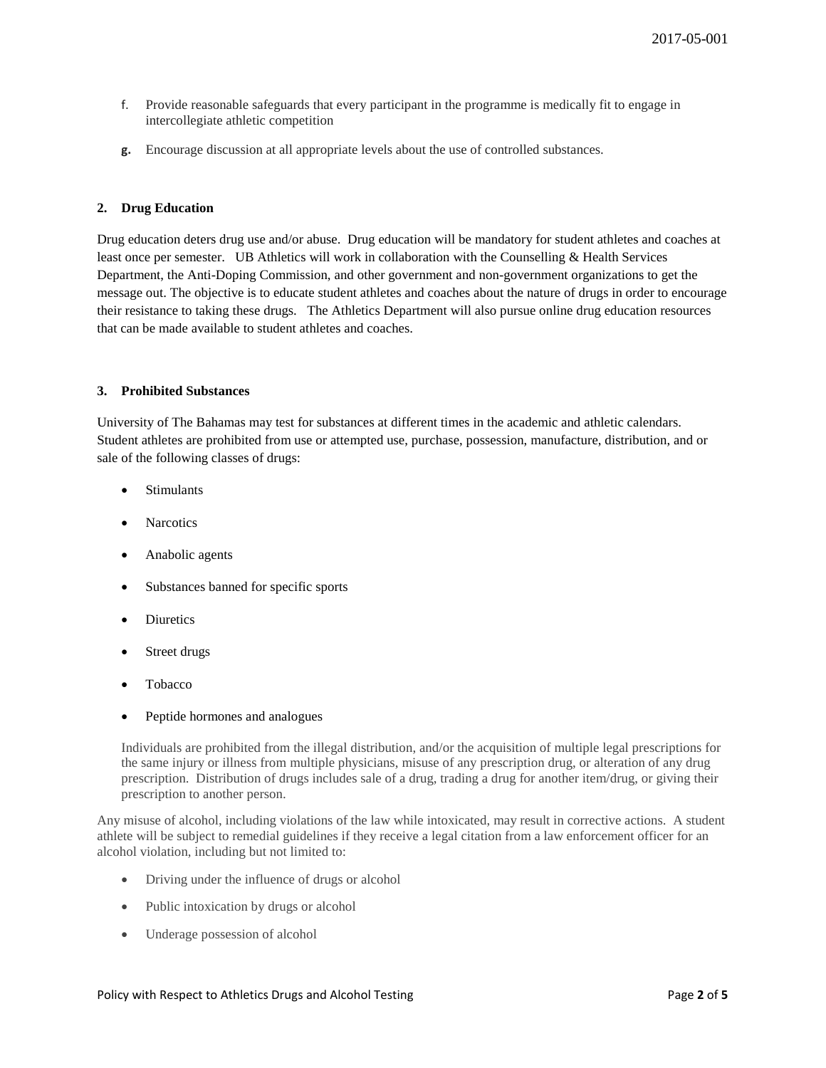f. Provide reasonable safeguards that every participant in the programme is medically fit to engage in intercollegiate athletic competition

g. Encourage discussion at all appropriate levels about the use of controlled substances.

## 2. Drug Education

Drug education deters drug use and/or abuse. Drug education will be mandatory for student athletes and coaches at least once per semester. UB Athletics will work in collaboration with the Counselling & Health Services Department, the Anti-Doping Commission, and other government and non-government organizations to get the message out. The objective is to educate student athletes and coaches about the nature of drugs in order to encourage their resistance to taking these drugs. The Athletics Department will also pursue online drug education resources that can be made available to student athletes and coaches.

## 3. Prohibited Substances

University of The Bahamas may test for substances at different times in the academic and athletic calendars. Student athletes are prohibited from use or attempted use, purchase, possession, manufacture, distribution, and or sale of the following classes of drugs:

- Stimulants
- Narcotics
- Anabolic agents
- Substances banned for specific sports
- Diuretics
- Street drugs
- Tobacco
- Peptide hormones and analogues

Individuals are prohibited from the illegal distribution, and/or the acquisition of multiple legal prescriptions for the same injury or illness from multiple physicians, misuse of any prescription drug, or alteration of any drug prescription. Distribution of drugs includes sale of a drug, trading a drug for another item/drug, or giving their prescription to another person.

Any misuse of alcohol, including violations of the law while intoxicated, may result in corrective actions. A student athlete will be subject to remedial guidelines if they receive a legal citation from a law enforcement officer for an alcohol violation, including but not limited to:

- Driving under the influence of drugs or alcohol
- Public intoxication by drugs or alcohol
- Underage possession of alcohol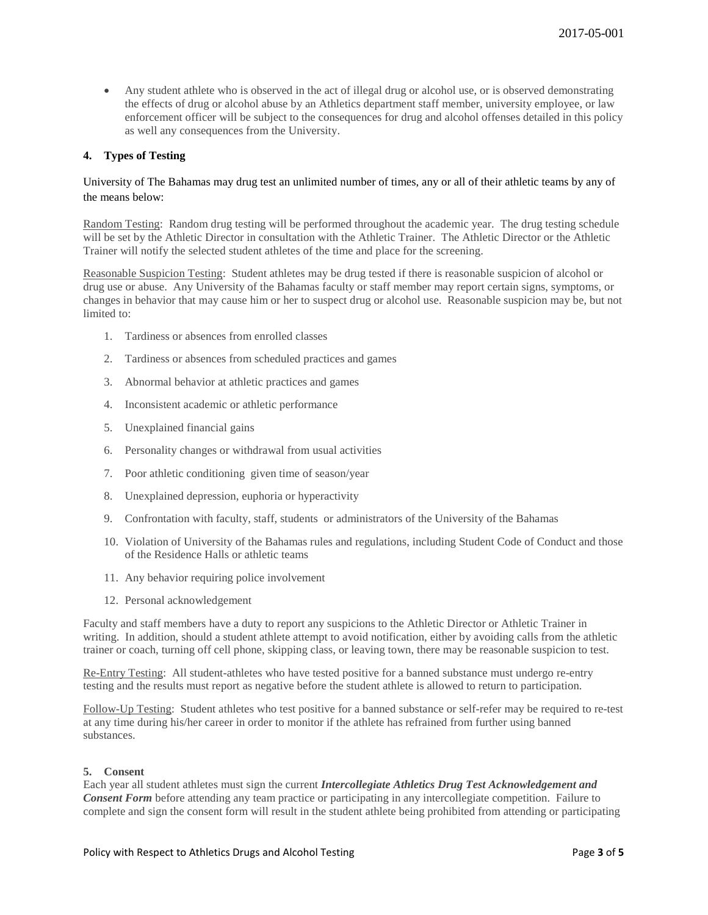- Any student athlete who is observed in the act of illegal drug or alcohol use, or is observed demonstrating the effects of drug or alcohol abuse by an Athletics department staff member, university employee, or law enforcement officer will be subject to the consequences for drug and alcohol offenses detailed in this policy as well any consequences from the University.

## 4. Types of Testing

University of The Bahamas may drug test an unlimited number of times, any or all of their athletic teams by any of the means below:

Random Testing: Random drug testing will be performed throughout the academic year. The drug testing schedule will be set by the Athletic Director in consultation with the Athletic Trainer. The Athletic Director or the Athletic Trainer will notify the selected student athletes of the time and place for the screening.

Reasonable Suspicion Testing: Student athletes may be drug tested if there is reasonable suspicion of alcohol or drug use or abuse. Any University of the Bahamas faculty or staff member may report certain signs, symptoms, or changes in behavior that may cause him or her to suspect drug or alcohol use. Reasonable suspicion may be, but not limited to:

1. Tardiness or absences from enrolled classes
2. Tardiness or absences from scheduled practices and games
3. Abnormal behavior at athletic practices and games
4. Inconsistent academic or athletic performance
5. Unexplained financial gains
6. Personality changes or withdrawal from usual activities
7. Poor athletic conditioning given time of season/year
8. Unexplained depression, euphoria or hyperactivity
9. Confrontation with faculty, staff, students or administrators of the University of the Bahamas
10. Violation of University of the Bahamas rules and regulations, including Student Code of Conduct and those of the Residence Halls or athletic teams
11. Any behavior requiring police involvement
12. Personal acknowledgement

Faculty and staff members have a duty to report any suspicions to the Athletic Director or Athletic Trainer in writing. In addition, should a student athlete attempt to avoid notification, either by avoiding calls from the athletic trainer or coach, turning off cell phone, skipping class, or leaving town, there may be reasonable suspicion to test.

Re-Entry Testing: All student-athletes who have tested positive for a banned substance must undergo re-entry testing and the results must report as negative before the student athlete is allowed to return to participation.

Follow-Up Testing: Student athletes who test positive for a banned substance or self-refer may be required to re-test at any time during his/her career in order to monitor if the athlete has refrained from further using banned substances.

## 5. Consent

Each year all student athletes must sign the current ***Intercollegiate Athletics Drug Test Acknowledgement and Consent Form*** before attending any team practice or participating in any intercollegiate competition. Failure to complete and sign the consent form will result in the student athlete being prohibited from attending or participating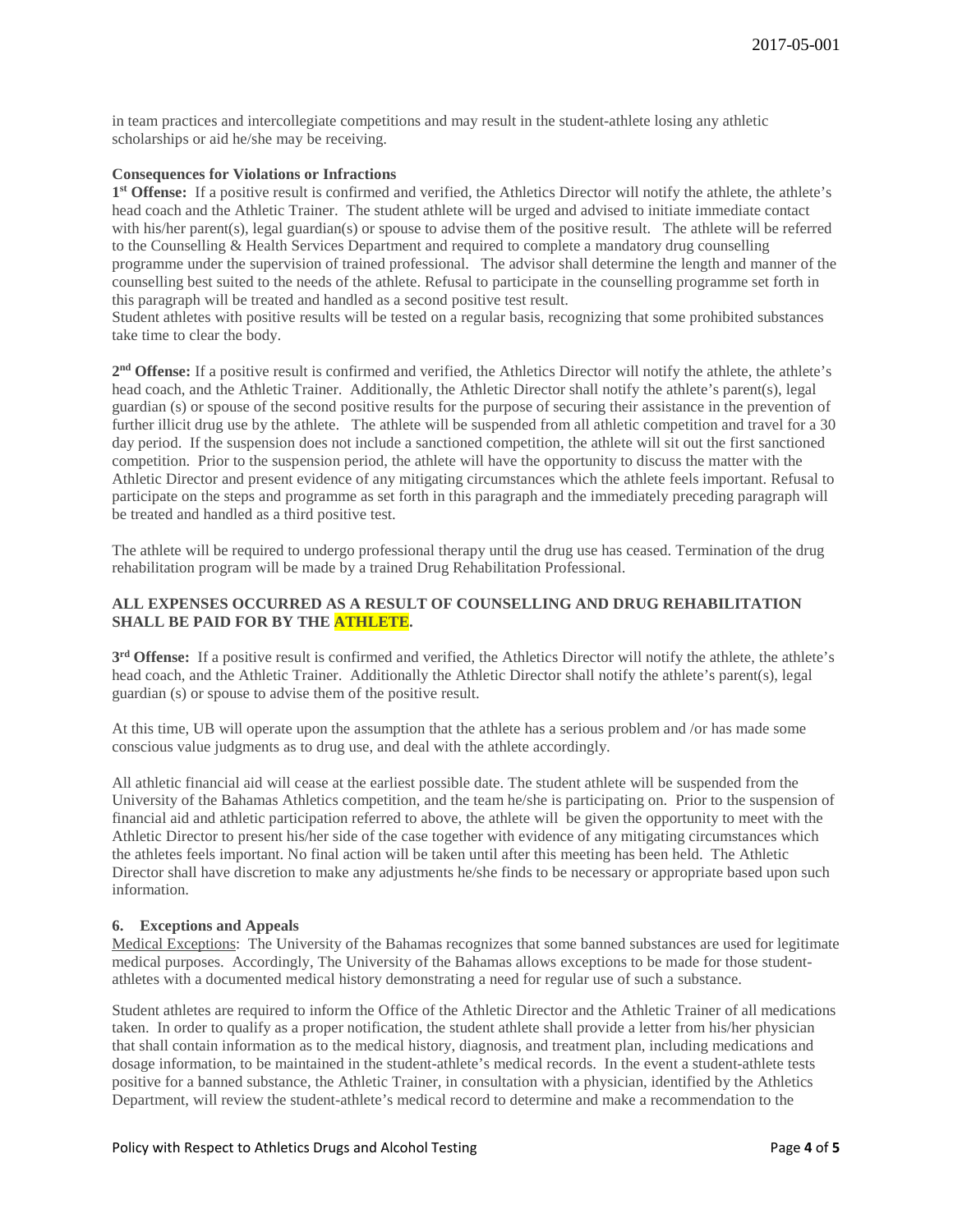in team practices and intercollegiate competitions and may result in the student-athlete losing any athletic scholarships or aid he/she may be receiving.

**Consequences for Violations or Infractions**

**1st Offense:** If a positive result is confirmed and verified, the Athletics Director will notify the athlete, the athlete's head coach and the Athletic Trainer. The student athlete will be urged and advised to initiate immediate contact with his/her parent(s), legal guardian(s) or spouse to advise them of the positive result. The athlete will be referred to the Counselling & Health Services Department and required to complete a mandatory drug counselling programme under the supervision of trained professional. The advisor shall determine the length and manner of the counselling best suited to the needs of the athlete. Refusal to participate in the counselling programme set forth in this paragraph will be treated and handled as a second positive test result.
Student athletes with positive results will be tested on a regular basis, recognizing that some prohibited substances take time to clear the body.

**2nd Offense:** If a positive result is confirmed and verified, the Athletics Director will notify the athlete, the athlete's head coach, and the Athletic Trainer. Additionally, the Athletic Director shall notify the athlete's parent(s), legal guardian (s) or spouse of the second positive results for the purpose of securing their assistance in the prevention of further illicit drug use by the athlete. The athlete will be suspended from all athletic competition and travel for a 30 day period. If the suspension does not include a sanctioned competition, the athlete will sit out the first sanctioned competition. Prior to the suspension period, the athlete will have the opportunity to discuss the matter with the Athletic Director and present evidence of any mitigating circumstances which the athlete feels important. Refusal to participate on the steps and programme as set forth in this paragraph and the immediately preceding paragraph will be treated and handled as a third positive test.

The athlete will be required to undergo professional therapy until the drug use has ceased. Termination of the drug rehabilitation program will be made by a trained Drug Rehabilitation Professional.

**ALL EXPENSES OCCURRED AS A RESULT OF COUNSELLING AND DRUG REHABILITATION SHALL BE PAID FOR BY THE ATHLETE.**

**3rd Offense:** If a positive result is confirmed and verified, the Athletics Director will notify the athlete, the athlete's head coach, and the Athletic Trainer. Additionally the Athletic Director shall notify the athlete's parent(s), legal guardian (s) or spouse to advise them of the positive result.

At this time, UB will operate upon the assumption that the athlete has a serious problem and /or has made some conscious value judgments as to drug use, and deal with the athlete accordingly.

All athletic financial aid will cease at the earliest possible date. The student athlete will be suspended from the University of the Bahamas Athletics competition, and the team he/she is participating on. Prior to the suspension of financial aid and athletic participation referred to above, the athlete will be given the opportunity to meet with the Athletic Director to present his/her side of the case together with evidence of any mitigating circumstances which the athletes feels important. No final action will be taken until after this meeting has been held. The Athletic Director shall have discretion to make any adjustments he/she finds to be necessary or appropriate based upon such information.

**6. Exceptions and Appeals**

Medical Exceptions: The University of the Bahamas recognizes that some banned substances are used for legitimate medical purposes. Accordingly, The University of the Bahamas allows exceptions to be made for those student-athletes with a documented medical history demonstrating a need for regular use of such a substance.

Student athletes are required to inform the Office of the Athletic Director and the Athletic Trainer of all medications taken. In order to qualify as a proper notification, the student athlete shall provide a letter from his/her physician that shall contain information as to the medical history, diagnosis, and treatment plan, including medications and dosage information, to be maintained in the student-athlete's medical records. In the event a student-athlete tests positive for a banned substance, the Athletic Trainer, in consultation with a physician, identified by the Athletics Department, will review the student-athlete's medical record to determine and make a recommendation to the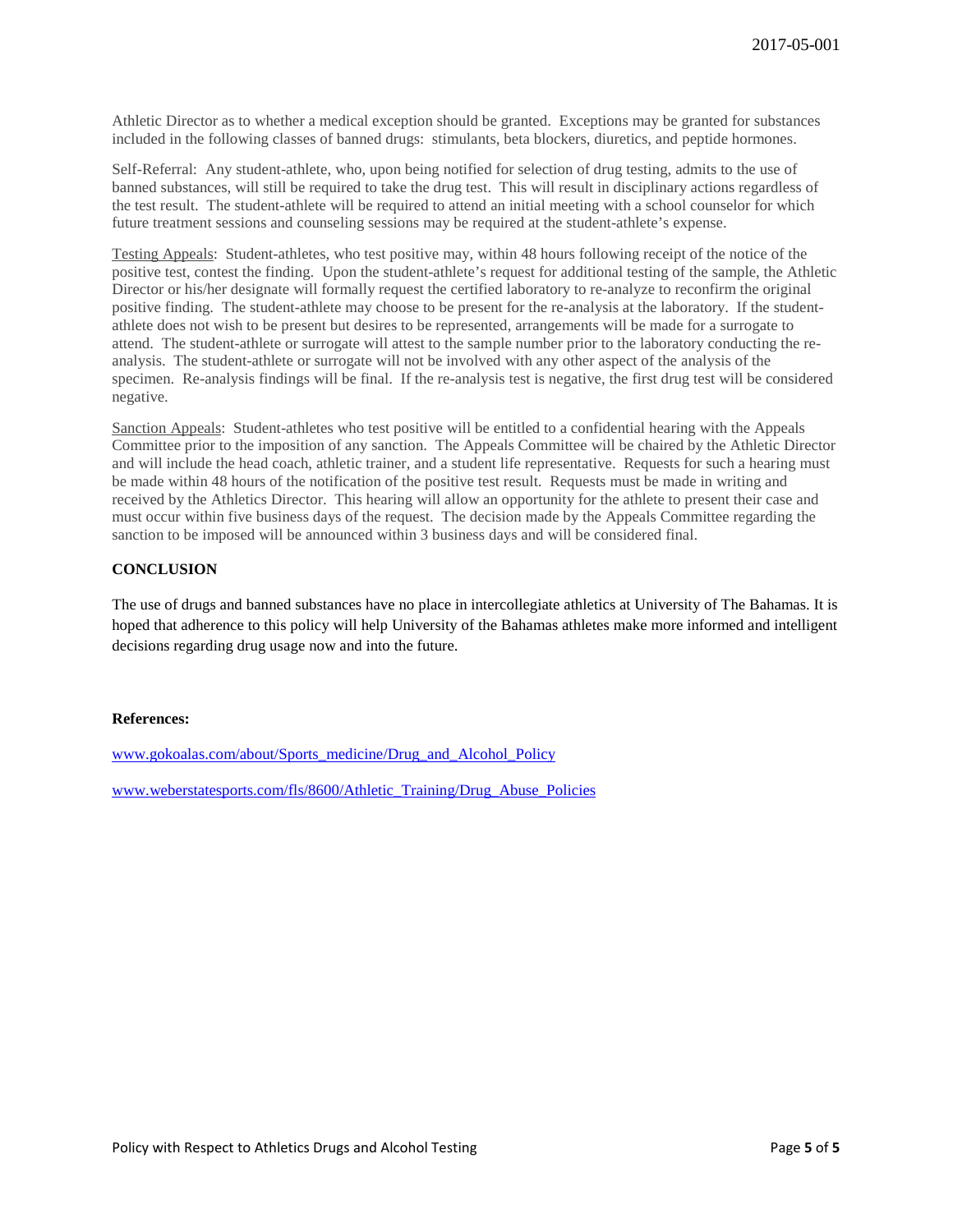Athletic Director as to whether a medical exception should be granted. Exceptions may be granted for substances included in the following classes of banned drugs: stimulants, beta blockers, diuretics, and peptide hormones.

Self-Referral: Any student-athlete, who, upon being notified for selection of drug testing, admits to the use of banned substances, will still be required to take the drug test. This will result in disciplinary actions regardless of the test result. The student-athlete will be required to attend an initial meeting with a school counselor for which future treatment sessions and counseling sessions may be required at the student-athlete's expense.

Testing Appeals: Student-athletes, who test positive may, within 48 hours following receipt of the notice of the positive test, contest the finding. Upon the student-athlete's request for additional testing of the sample, the Athletic Director or his/her designate will formally request the certified laboratory to re-analyze to reconfirm the original positive finding. The student-athlete may choose to be present for the re-analysis at the laboratory. If the student-athlete does not wish to be present but desires to be represented, arrangements will be made for a surrogate to attend. The student-athlete or surrogate will attest to the sample number prior to the laboratory conducting the re-analysis. The student-athlete or surrogate will not be involved with any other aspect of the analysis of the specimen. Re-analysis findings will be final. If the re-analysis test is negative, the first drug test will be considered negative.

Sanction Appeals: Student-athletes who test positive will be entitled to a confidential hearing with the Appeals Committee prior to the imposition of any sanction. The Appeals Committee will be chaired by the Athletic Director and will include the head coach, athletic trainer, and a student life representative. Requests for such a hearing must be made within 48 hours of the notification of the positive test result. Requests must be made in writing and received by the Athletics Director. This hearing will allow an opportunity for the athlete to present their case and must occur within five business days of the request. The decision made by the Appeals Committee regarding the sanction to be imposed will be announced within 3 business days and will be considered final.

## CONCLUSION

The use of drugs and banned substances have no place in intercollegiate athletics at University of The Bahamas. It is hoped that adherence to this policy will help University of the Bahamas athletes make more informed and intelligent decisions regarding drug usage now and into the future.

**References:**

www.gokoalas.com/about/Sports_medicine/Drug_and_Alcohol_Policy

www.weberstatesports.com/fls/8600/Athletic_Training/Drug_Abuse_Policies